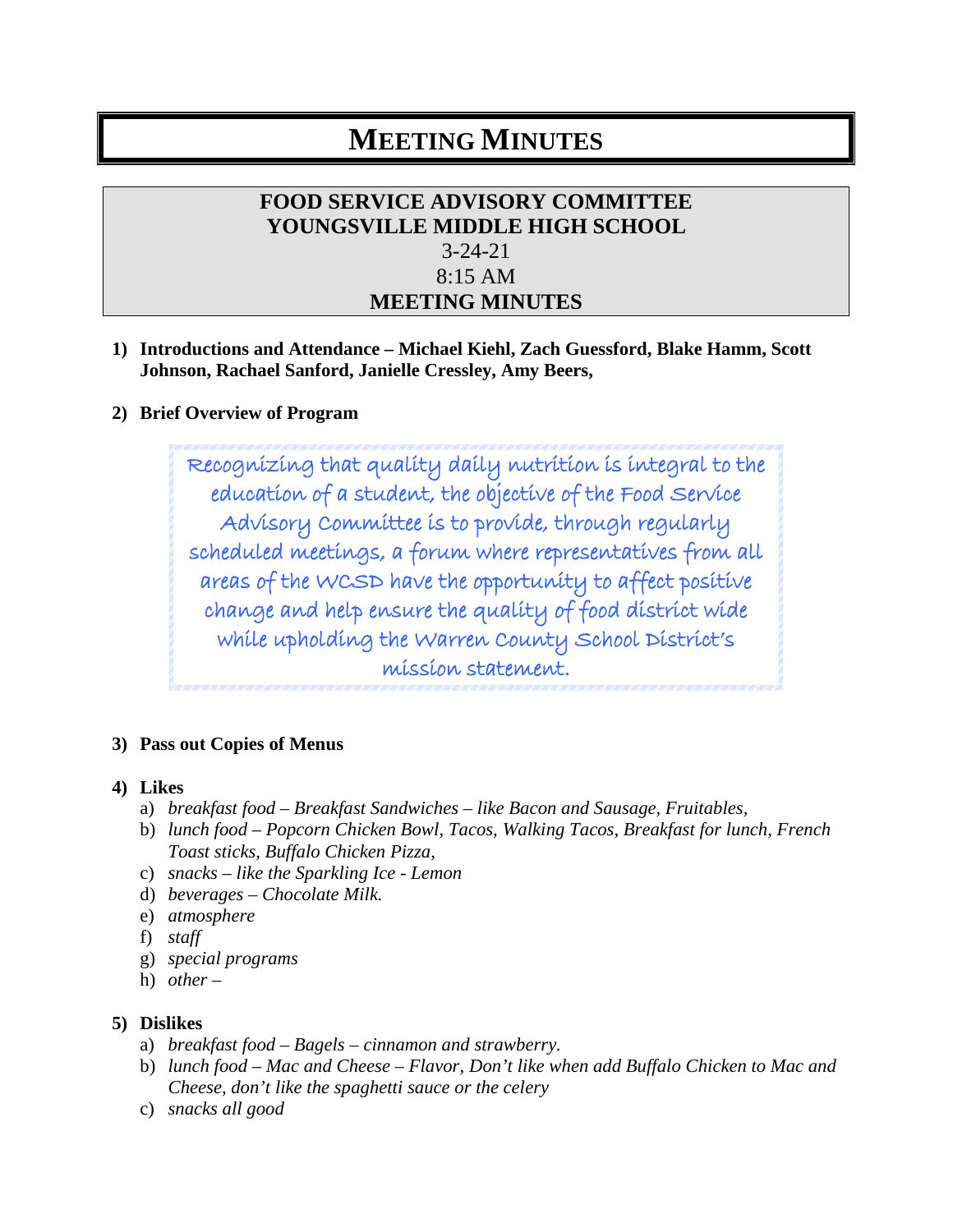# MEETING MINUTES

**FOOD SERVICE ADVISORY COMMITTEE**
**YOUNGSVILLE MIDDLE HIGH SCHOOL**
3-24-21
8:15 AM
**MEETING MINUTES**

1) **Introductions and Attendance – Michael Kiehl, Zach Guessford, Blake Hamm, Scott Johnson, Rachael Sanford, Janielle Cressley, Amy Beers,**

2) **Brief Overview of Program**

> Recognizing that quality daily nutrition is integral to the education of a student, the objective of the Food Service Advisory Committee is to provide, through regularly scheduled meetings, a forum where representatives from all areas of the WCSD have the opportunity to affect positive change and help ensure the quality of food district wide while upholding the Warren County School District's mission statement.

3) **Pass out Copies of Menus**

4) **Likes**
   a) *breakfast food – Breakfast Sandwiches – like Bacon and Sausage, Fruitables,*
   b) *lunch food – Popcorn Chicken Bowl, Tacos, Walking Tacos, Breakfast for lunch, French Toast sticks, Buffalo Chicken Pizza,*
   c) *snacks – like the Sparkling Ice - Lemon*
   d) *beverages – Chocolate Milk.*
   e) *atmosphere*
   f) *staff*
   g) *special programs*
   h) *other –*

5) **Dislikes**
   a) *breakfast food – Bagels – cinnamon and strawberry.*
   b) *lunch food – Mac and Cheese – Flavor, Don't like when add Buffalo Chicken to Mac and Cheese, don't like the spaghetti sauce or the celery*
   c) *snacks all good*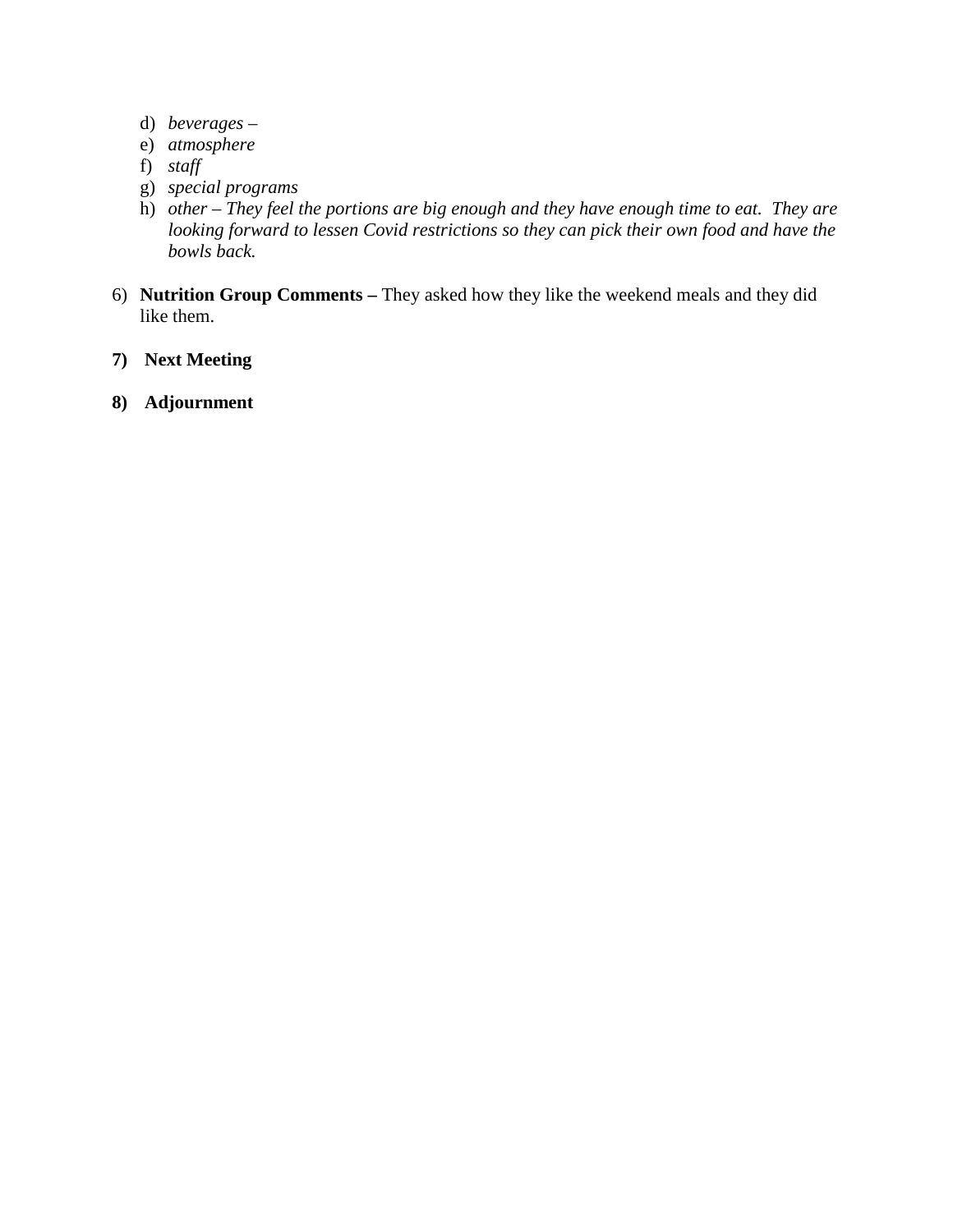d) *beverages –*
   e) *atmosphere*
   f) *staff*
   g) *special programs*
   h) *other – They feel the portions are big enough and they have enough time to eat.  They are looking forward to lessen Covid restrictions so they can pick their own food and have the bowls back.*

6) **Nutrition Group Comments –** They asked how they like the weekend meals and they did like them.

**7) Next Meeting**

**8) Adjournment**